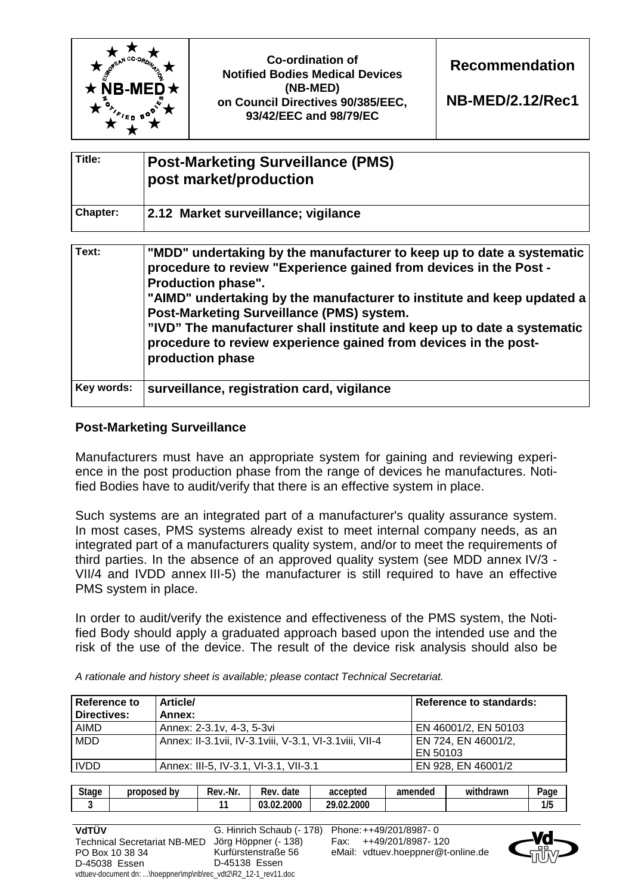| | Co-ordination of Notified Bodies Medical Devices (NB-MED) on Council Directives 90/385/EEC, 93/42/EEC and 98/79/EC | Recommendation NB-MED/2.12/Rec1 |
|---|---|---|

| Title: | **Post-Marketing Surveillance (PMS) post market/production** |
|---|---|
| Chapter: | **2.12 Market surveillance; vigilance** |

| Text: | **"MDD" undertaking by the manufacturer to keep up to date a systematic procedure to review "Experience gained from devices in the Post - Production phase".** **"AIMD" undertaking by the manufacturer to institute and keep updated a Post-Marketing Surveillance (PMS) system.** **"IVD" The manufacturer shall institute and keep up to date a systematic procedure to review experience gained from devices in the post-production phase** |
|---|---|
| Key words: | **surveillance, registration card, vigilance** |

## Post-Marketing Surveillance

Manufacturers must have an appropriate system for gaining and reviewing experience in the post production phase from the range of devices he manufactures. Notified Bodies have to audit/verify that there is an effective system in place.

Such systems are an integrated part of a manufacturer's quality assurance system. In most cases, PMS systems already exist to meet internal company needs, as an integrated part of a manufacturers quality system, and/or to meet the requirements of third parties. In the absence of an approved quality system (see MDD annex IV/3 - VII/4 and IVDD annex III-5) the manufacturer is still required to have an effective PMS system in place.

In order to audit/verify the existence and effectiveness of the PMS system, the Notified Body should apply a graduated approach based upon the intended use and the risk of the use of the device. The result of the device risk analysis should also be

*A rationale and history sheet is available; please contact Technical Secretariat.*

| Reference to Directives: | Article/ Annex: | Reference to standards: |
|---|---|---|
| AIMD | Annex: 2-3.1v, 4-3, 5-3vi | EN 46001/2, EN 50103 |
| MDD | Annex: II-3.1vii, IV-3.1viii, V-3.1, VI-3.1viii, VII-4 | EN 724, EN 46001/2, EN 50103 |
| IVDD | Annex: III-5, IV-3.1, VI-3.1, VII-3.1 | EN 928, EN 46001/2 |

| Stage | proposed by | Rev.-Nr. | Rev. date | accepted | amended | withdrawn | Page |
|---|---|---|---|---|---|---|---|
| 3 | | 11 | 03.02.2000 | 29.02.2000 | | | 1/5 |

VdTÜV
Technical Secretariat NB-MED
PO Box 10 38 34
D-45038 Essen

G. Hinrich Schaub (- 178)
Jörg Höppner (- 138)
Kurfürstenstraße 56
D-45138 Essen

Phone: ++49/201/8987- 0
Fax: ++49/201/8987- 120
eMail: vdtuev.hoeppner@t-online.de

vdtuev-document dn: ...\hoeppner\mp\nb\rec_vdt2\R2_12-1_rev11.doc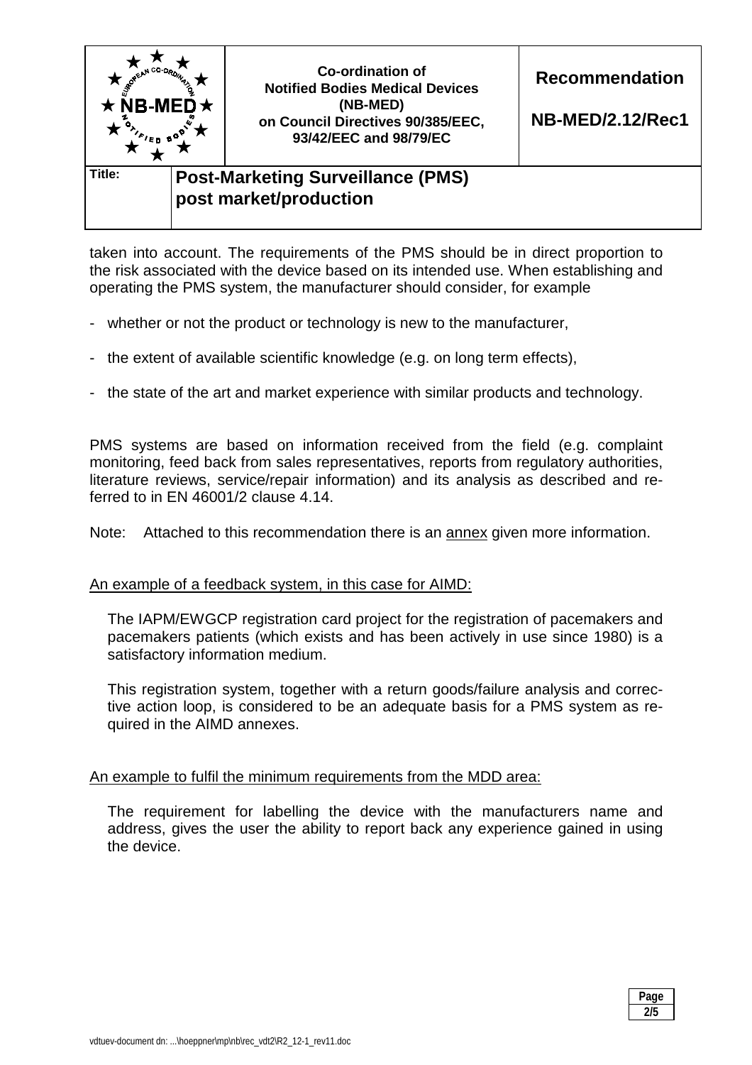taken into account. The requirements of the PMS should be in direct proportion to the risk associated with the device based on its intended use. When establishing and operating the PMS system, the manufacturer should consider, for example

- whether or not the product or technology is new to the manufacturer,
- the extent of available scientific knowledge (e.g. on long term effects),
- the state of the art and market experience with similar products and technology.

PMS systems are based on information received from the field (e.g. complaint monitoring, feed back from sales representatives, reports from regulatory authorities, literature reviews, service/repair information) and its analysis as described and referred to in EN 46001/2 clause 4.14.

Note: Attached to this recommendation there is an annex given more information.

An example of a feedback system, in this case for AIMD:

The IAPM/EWGCP registration card project for the registration of pacemakers and pacemakers patients (which exists and has been actively in use since 1980) is a satisfactory information medium.

This registration system, together with a return goods/failure analysis and corrective action loop, is considered to be an adequate basis for a PMS system as required in the AIMD annexes.

An example to fulfil the minimum requirements from the MDD area:

The requirement for labelling the device with the manufacturers name and address, gives the user the ability to report back any experience gained in using the device.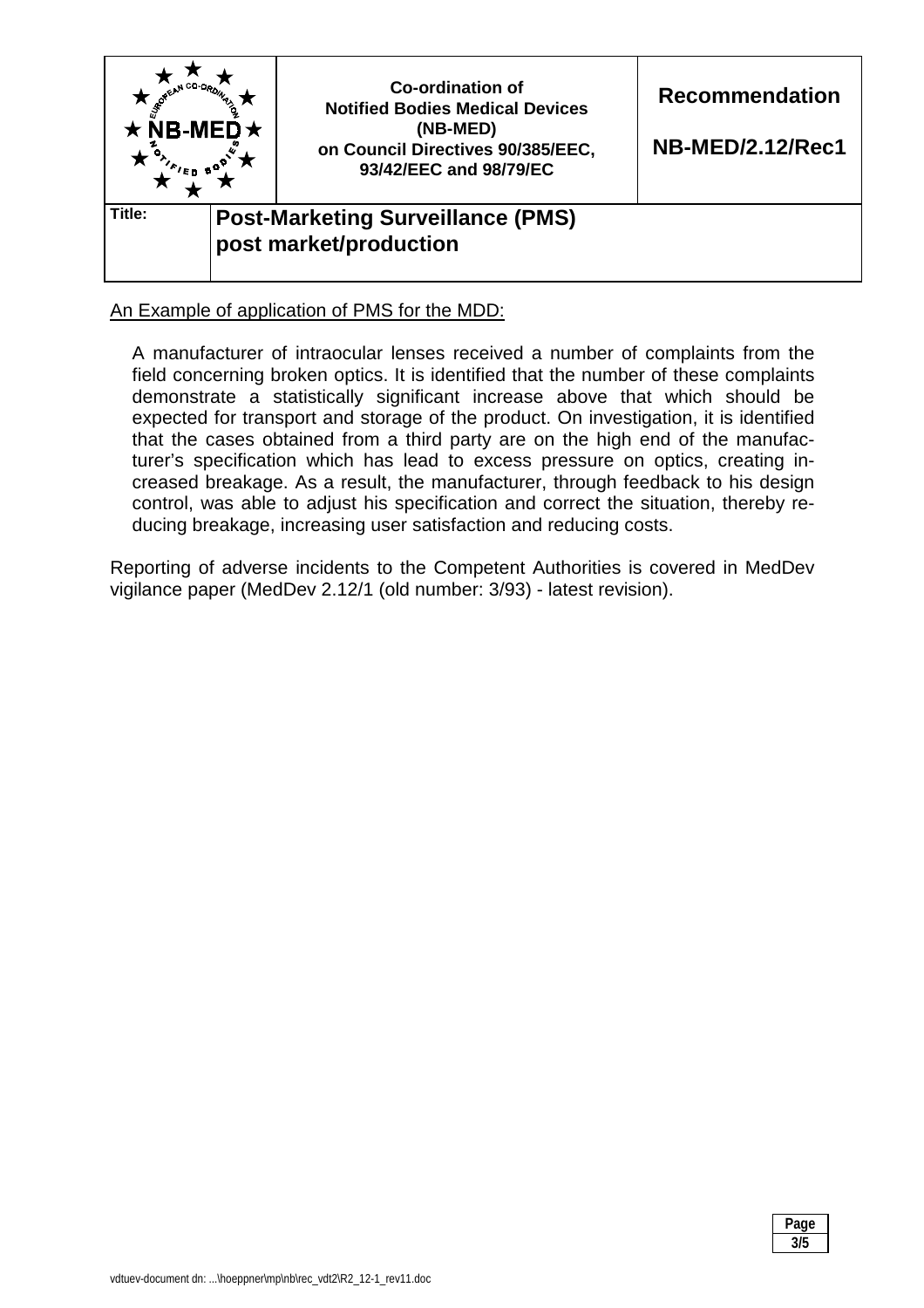An Example of application of PMS for the MDD:

A manufacturer of intraocular lenses received a number of complaints from the field concerning broken optics. It is identified that the number of these complaints demonstrate a statistically significant increase above that which should be expected for transport and storage of the product. On investigation, it is identified that the cases obtained from a third party are on the high end of the manufacturer's specification which has lead to excess pressure on optics, creating increased breakage. As a result, the manufacturer, through feedback to his design control, was able to adjust his specification and correct the situation, thereby reducing breakage, increasing user satisfaction and reducing costs.

Reporting of adverse incidents to the Competent Authorities is covered in MedDev vigilance paper (MedDev 2.12/1 (old number: 3/93) - latest revision).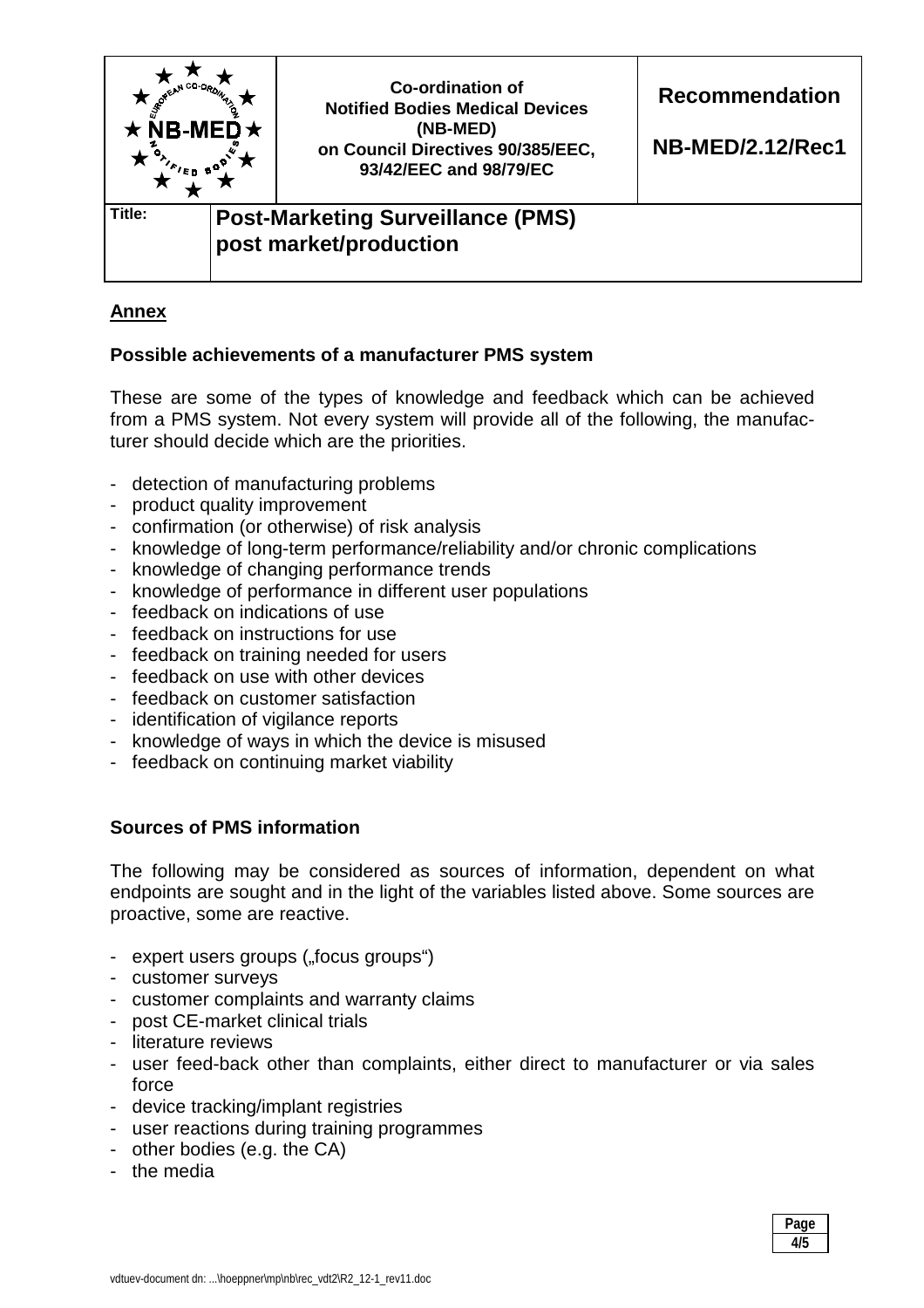## Annex

### Possible achievements of a manufacturer PMS system

These are some of the types of knowledge and feedback which can be achieved from a PMS system. Not every system will provide all of the following, the manufacturer should decide which are the priorities.

- detection of manufacturing problems
- product quality improvement
- confirmation (or otherwise) of risk analysis
- knowledge of long-term performance/reliability and/or chronic complications
- knowledge of changing performance trends
- knowledge of performance in different user populations
- feedback on indications of use
- feedback on instructions for use
- feedback on training needed for users
- feedback on use with other devices
- feedback on customer satisfaction
- identification of vigilance reports
- knowledge of ways in which the device is misused
- feedback on continuing market viability

### Sources of PMS information

The following may be considered as sources of information, dependent on what endpoints are sought and in the light of the variables listed above. Some sources are proactive, some are reactive.

- expert users groups („focus groups“)
- customer surveys
- customer complaints and warranty claims
- post CE-market clinical trials
- literature reviews
- user feed-back other than complaints, either direct to manufacturer or via sales force
- device tracking/implant registries
- user reactions during training programmes
- other bodies (e.g. the CA)
- the media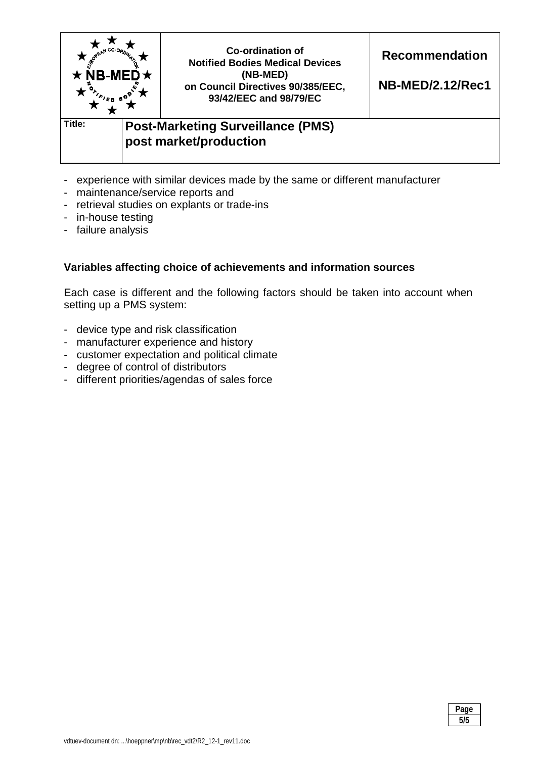- experience with similar devices made by the same or different manufacturer
- maintenance/service reports and
- retrieval studies on explants or trade-ins
- in-house testing
- failure analysis

**Variables affecting choice of achievements and information sources**

Each case is different and the following factors should be taken into account when setting up a PMS system:

- device type and risk classification
- manufacturer experience and history
- customer expectation and political climate
- degree of control of distributors
- different priorities/agendas of sales force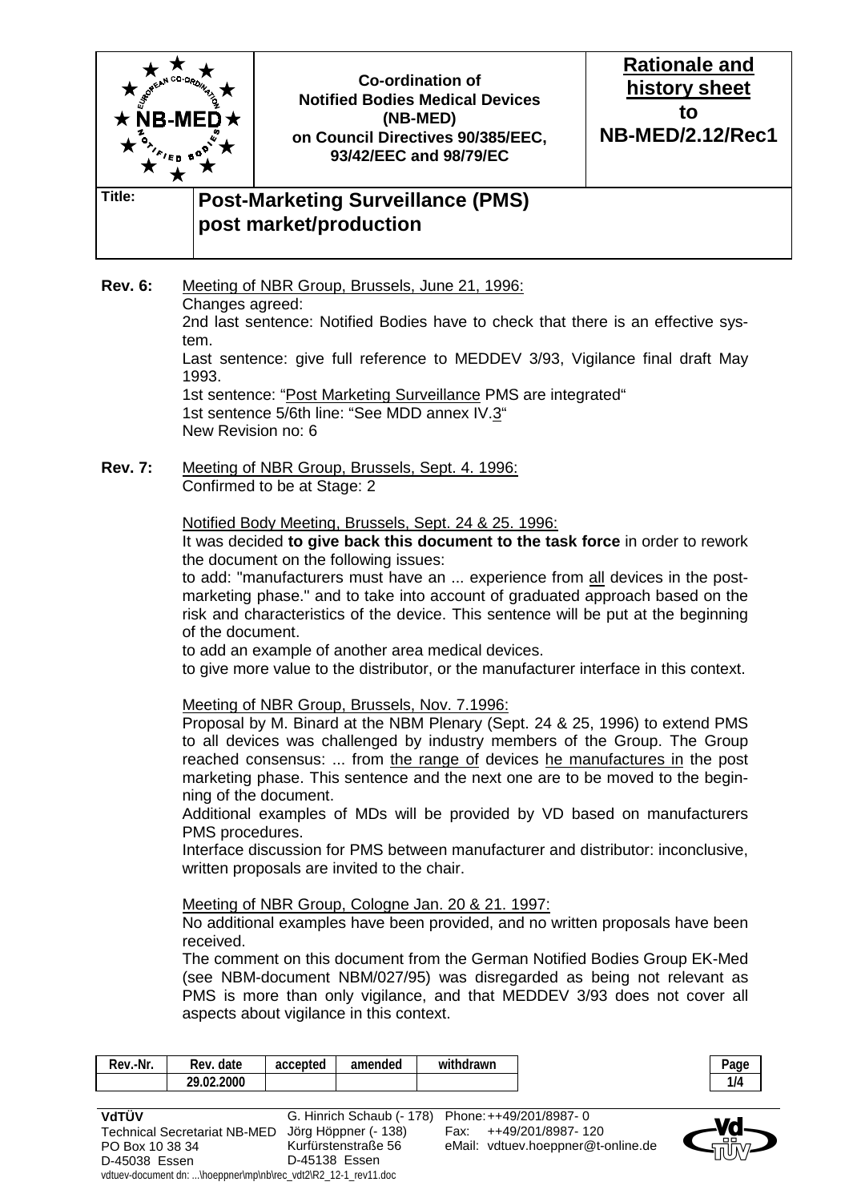| | Co-ordination of Notified Bodies Medical Devices (NB-MED) on Council Directives 90/385/EEC, 93/42/EEC and 98/79/EC | **Rationale and history sheet to NB-MED/2.12/Rec1** |
|---|---|---|
| **Title:** | **Post-Marketing Surveillance (PMS) post market/production** | |

**Rev. 6:** Meeting of NBR Group, Brussels, June 21, 1996:
Changes agreed:
2nd last sentence: Notified Bodies have to check that there is an effective system.
Last sentence: give full reference to MEDDEV 3/93, Vigilance final draft May 1993.
1st sentence: "Post Marketing Surveillance PMS are integrated"
1st sentence 5/6th line: "See MDD annex IV.3"
New Revision no: 6

**Rev. 7:** Meeting of NBR Group, Brussels, Sept. 4. 1996:
Confirmed to be at Stage: 2

Notified Body Meeting, Brussels, Sept. 24 & 25. 1996:
It was decided **to give back this document to the task force** in order to rework the document on the following issues:
to add: "manufacturers must have an ... experience from all devices in the post-marketing phase." and to take into account of graduated approach based on the risk and characteristics of the device. This sentence will be put at the beginning of the document.
to add an example of another area medical devices.
to give more value to the distributor, or the manufacturer interface in this context.

Meeting of NBR Group, Brussels, Nov. 7.1996:
Proposal by M. Binard at the NBM Plenary (Sept. 24 & 25, 1996) to extend PMS to all devices was challenged by industry members of the Group. The Group reached consensus: ... from the range of devices he manufactures in the post marketing phase. This sentence and the next one are to be moved to the beginning of the document.
Additional examples of MDs will be provided by VD based on manufacturers PMS procedures.
Interface discussion for PMS between manufacturer and distributor: inconclusive, written proposals are invited to the chair.

Meeting of NBR Group, Cologne Jan. 20 & 21. 1997:
No additional examples have been provided, and no written proposals have been received.
The comment on this document from the German Notified Bodies Group EK-Med (see NBM-document NBM/027/95) was disregarded as being not relevant as PMS is more than only vigilance, and that MEDDEV 3/93 does not cover all aspects about vigilance in this context.

| Rev.-Nr. | Rev. date | accepted | amended | withdrawn |
|---|---|---|---|---|
| | 29.02.2000 | | | |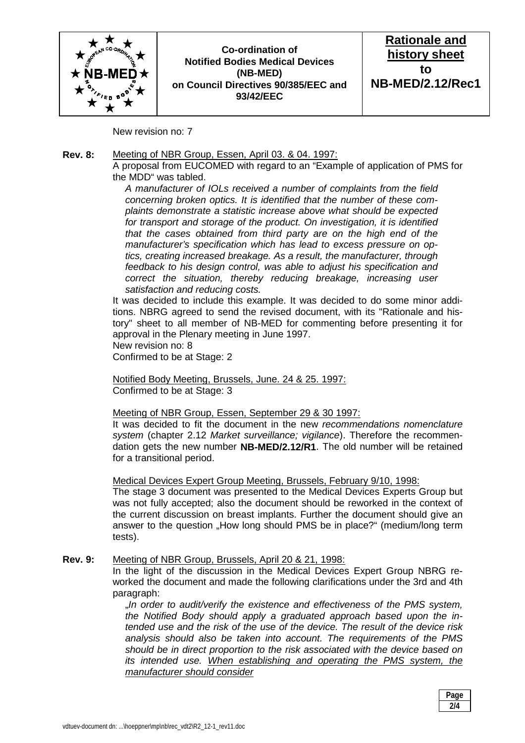New revision no: 7

**Rev. 8:** Meeting of NBR Group, Essen, April 03. & 04. 1997:

A proposal from EUCOMED with regard to an "Example of application of PMS for the MDD" was tabled.

> *A manufacturer of IOLs received a number of complaints from the field concerning broken optics. It is identified that the number of these complaints demonstrate a statistic increase above what should be expected for transport and storage of the product. On investigation, it is identified that the cases obtained from third party are on the high end of the manufacturer's specification which has lead to excess pressure on optics, creating increased breakage. As a result, the manufacturer, through feedback to his design control, was able to adjust his specification and correct the situation, thereby reducing breakage, increasing user satisfaction and reducing costs.*

It was decided to include this example. It was decided to do some minor additions. NBRG agreed to send the revised document, with its "Rationale and history" sheet to all member of NB-MED for commenting before presenting it for approval in the Plenary meeting in June 1997.

New revision no: 8

Confirmed to be at Stage: 2

Notified Body Meeting, Brussels, June. 24 & 25. 1997:

Confirmed to be at Stage: 3

Meeting of NBR Group, Essen, September 29 & 30 1997:

It was decided to fit the document in the new *recommendations nomenclature system* (chapter 2.12 *Market surveillance; vigilance*). Therefore the recommendation gets the new number **NB-MED/2.12/R1**. The old number will be retained for a transitional period.

Medical Devices Expert Group Meeting, Brussels, February 9/10, 1998:

The stage 3 document was presented to the Medical Devices Experts Group but was not fully accepted; also the document should be reworked in the context of the current discussion on breast implants. Further the document should give an answer to the question „How long should PMS be in place?" (medium/long term tests).

**Rev. 9:** Meeting of NBR Group, Brussels, April 20 & 21, 1998:

In the light of the discussion in the Medical Devices Expert Group NBRG reworked the document and made the following clarifications under the 3rd and 4th paragraph:

> „*In order to audit/verify the existence and effectiveness of the PMS system, the Notified Body should apply a graduated approach based upon the intended use and the risk of the use of the device. The result of the device risk analysis should also be taken into account. The requirements of the PMS should be in direct proportion to the risk associated with the device based on its intended use. <u>When establishing and operating the PMS system, the manufacturer should consider</u>*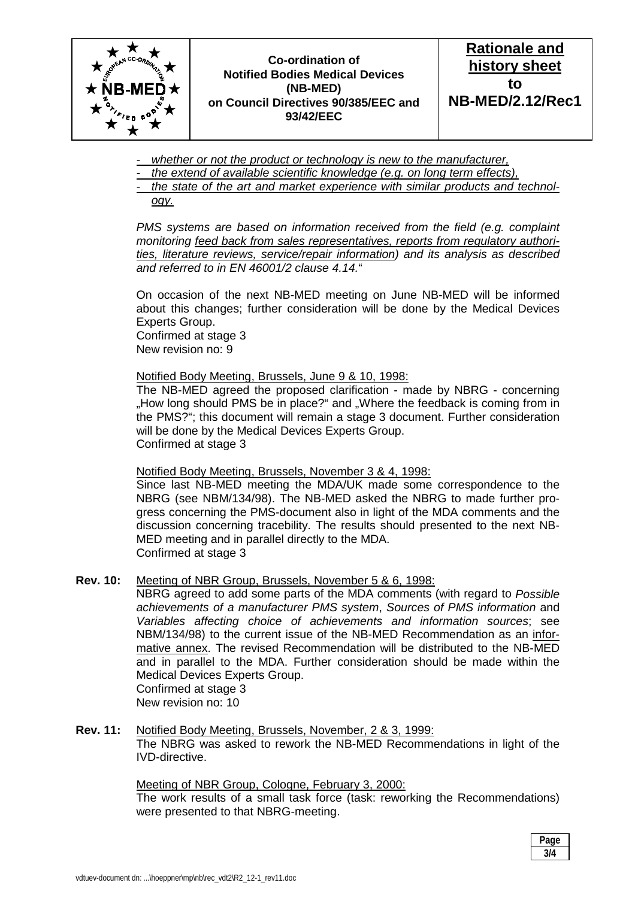- *whether or not the product or technology is new to the manufacturer,*
- *the extend of available scientific knowledge (e.g. on long term effects),*
- *the state of the art and market experience with similar products and technology.*

*PMS systems are based on information received from the field (e.g. complaint monitoring feed back from sales representatives, reports from regulatory authorities, literature reviews, service/repair information) and its analysis as described and referred to in EN 46001/2 clause 4.14.*"

On occasion of the next NB-MED meeting on June NB-MED will be informed about this changes; further consideration will be done by the Medical Devices Experts Group.
Confirmed at stage 3
New revision no: 9

Notified Body Meeting, Brussels, June 9 & 10, 1998:
The NB-MED agreed the proposed clarification - made by NBRG - concerning „How long should PMS be in place?" and „Where the feedback is coming from in the PMS?"; this document will remain a stage 3 document. Further consideration will be done by the Medical Devices Experts Group.
Confirmed at stage 3

Notified Body Meeting, Brussels, November 3 & 4, 1998:
Since last NB-MED meeting the MDA/UK made some correspondence to the NBRG (see NBM/134/98). The NB-MED asked the NBRG to made further progress concerning the PMS-document also in light of the MDA comments and the discussion concerning tracebility. The results should presented to the next NB-MED meeting and in parallel directly to the MDA.
Confirmed at stage 3

**Rev. 10:** Meeting of NBR Group, Brussels, November 5 & 6, 1998:
NBRG agreed to add some parts of the MDA comments (with regard to *Possible achievements of a manufacturer PMS system*, *Sources of PMS information* and *Variables affecting choice of achievements and information sources*; see NBM/134/98) to the current issue of the NB-MED Recommendation as an informative annex. The revised Recommendation will be distributed to the NB-MED and in parallel to the MDA. Further consideration should be made within the Medical Devices Experts Group.
Confirmed at stage 3
New revision no: 10

**Rev. 11:** Notified Body Meeting, Brussels, November, 2 & 3, 1999:
The NBRG was asked to rework the NB-MED Recommendations in light of the IVD-directive.

Meeting of NBR Group, Cologne, February 3, 2000:
The work results of a small task force (task: reworking the Recommendations) were presented to that NBRG-meeting.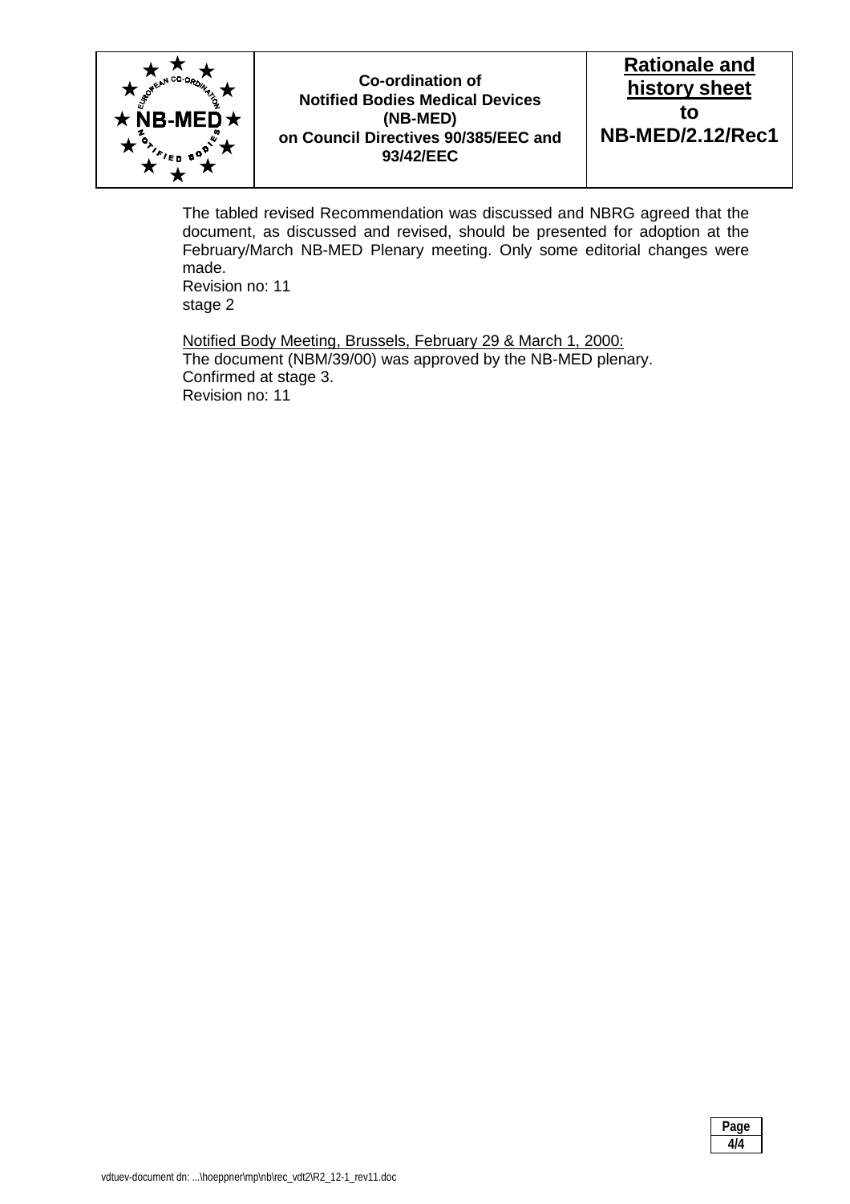The tabled revised Recommendation was discussed and NBRG agreed that the document, as discussed and revised, should be presented for adoption at the February/March NB-MED Plenary meeting. Only some editorial changes were made.
Revision no: 11
stage 2

Notified Body Meeting, Brussels, February 29 & March 1, 2000:
The document (NBM/39/00) was approved by the NB-MED plenary.
Confirmed at stage 3.
Revision no: 11